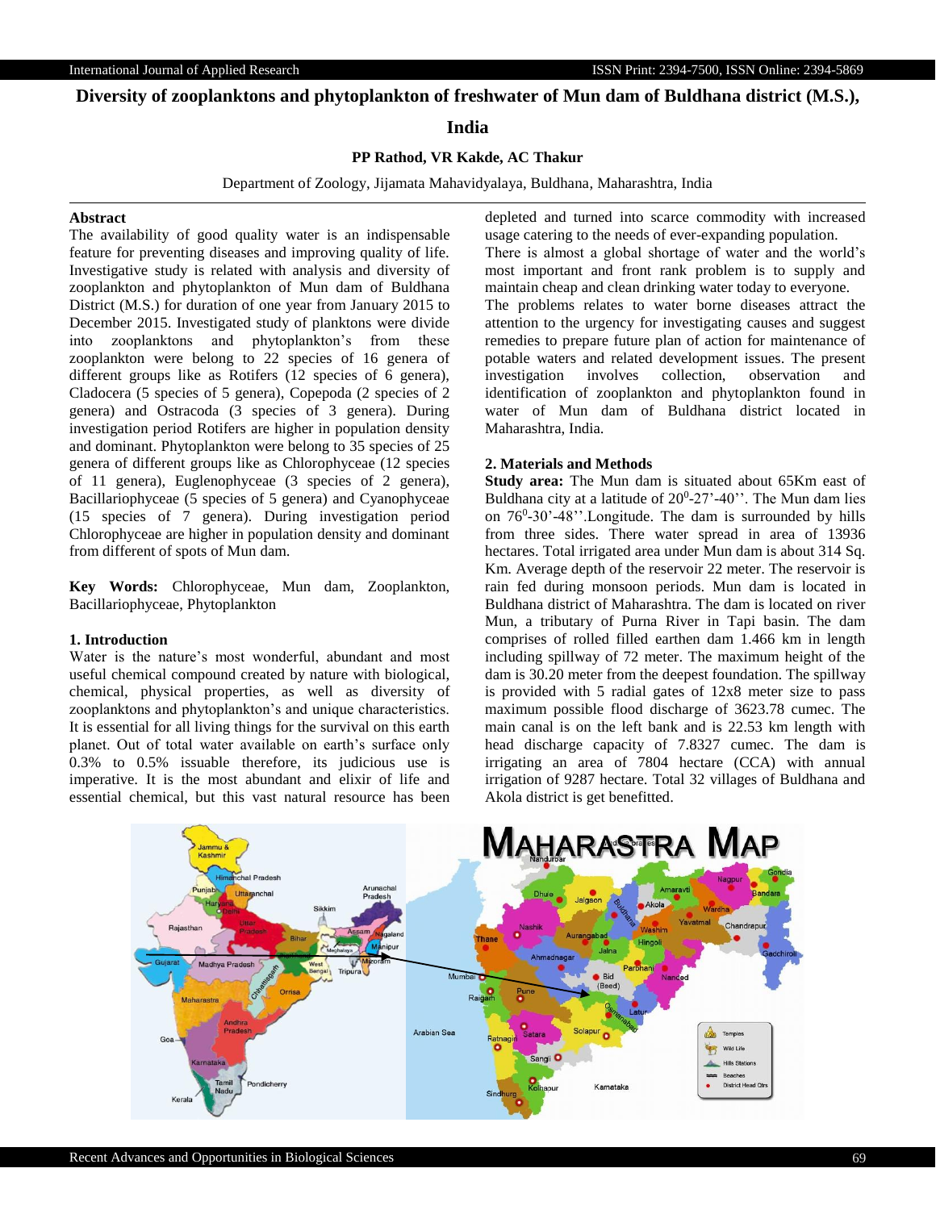# Diversity of zooplanktons and phytoplankton of freshwater of Mun dam of Buldhana district (M.S.), India

**PP Rathod, VR Kakde, AC Thakur**

Department of Zoology, Jijamata Mahavidyalaya, Buldhana, Maharashtra, India

## Abstract

The availability of good quality water is an indispensable feature for preventing diseases and improving quality of life. Investigative study is related with analysis and diversity of zooplankton and phytoplankton of Mun dam of Buldhana District (M.S.) for duration of one year from January 2015 to December 2015. Investigated study of planktons were divide into zooplanktons and phytoplankton's from these zooplankton were belong to 22 species of 16 genera of different groups like as Rotifers (12 species of 6 genera), Cladocera (5 species of 5 genera), Copepoda (2 species of 2 genera) and Ostracoda (3 species of 3 genera). During investigation period Rotifers are higher in population density and dominant. Phytoplankton were belong to 35 species of 25 genera of different groups like as Chlorophyceae (12 species of 11 genera), Euglenophyceae (3 species of 2 genera), Bacillariophyceae (5 species of 5 genera) and Cyanophyceae (15 species of 7 genera). During investigation period Chlorophyceae are higher in population density and dominant from different of spots of Mun dam.

**Key Words:** Chlorophyceae, Mun dam, Zooplankton, Bacillariophyceae, Phytoplankton

## 1. Introduction

Water is the nature's most wonderful, abundant and most useful chemical compound created by nature with biological, chemical, physical properties, as well as diversity of zooplanktons and phytoplankton's and unique characteristics. It is essential for all living things for the survival on this earth planet. Out of total water available on earth's surface only 0.3% to 0.5% issuable therefore, its judicious use is imperative. It is the most abundant and elixir of life and essential chemical, but this vast natural resource has been depleted and turned into scarce commodity with increased usage catering to the needs of ever-expanding population.

There is almost a global shortage of water and the world's most important and front rank problem is to supply and maintain cheap and clean drinking water today to everyone.

The problems relates to water borne diseases attract the attention to the urgency for investigating causes and suggest remedies to prepare future plan of action for maintenance of potable waters and related development issues. The present investigation involves collection, observation and identification of zooplankton and phytoplankton found in water of Mun dam of Buldhana district located in Maharashtra, India.

## 2. Materials and Methods

**Study area:** The Mun dam is situated about 65Km east of Buldhana city at a latitude of $20^0$-27'-40''. The Mun dam lies on $76^0$-30'-48''.Longitude. The dam is surrounded by hills from three sides. There water spread in area of 13936 hectares. Total irrigated area under Mun dam is about 314 Sq. Km. Average depth of the reservoir 22 meter. The reservoir is rain fed during monsoon periods. Mun dam is located in Buldhana district of Maharashtra. The dam is located on river Mun, a tributary of Purna River in Tapi basin. The dam comprises of rolled filled earthen dam 1.466 km in length including spillway of 72 meter. The maximum height of the dam is 30.20 meter from the deepest foundation. The spillway is provided with 5 radial gates of 12x8 meter size to pass maximum possible flood discharge of 3623.78 cumec. The main canal is on the left bank and is 22.53 km length with head discharge capacity of 7.8327 cumec. The dam is irrigating an area of 7804 hectare (CCA) with annual irrigation of 9287 hectare. Total 32 villages of Buldhana and Akola district is get benefitted.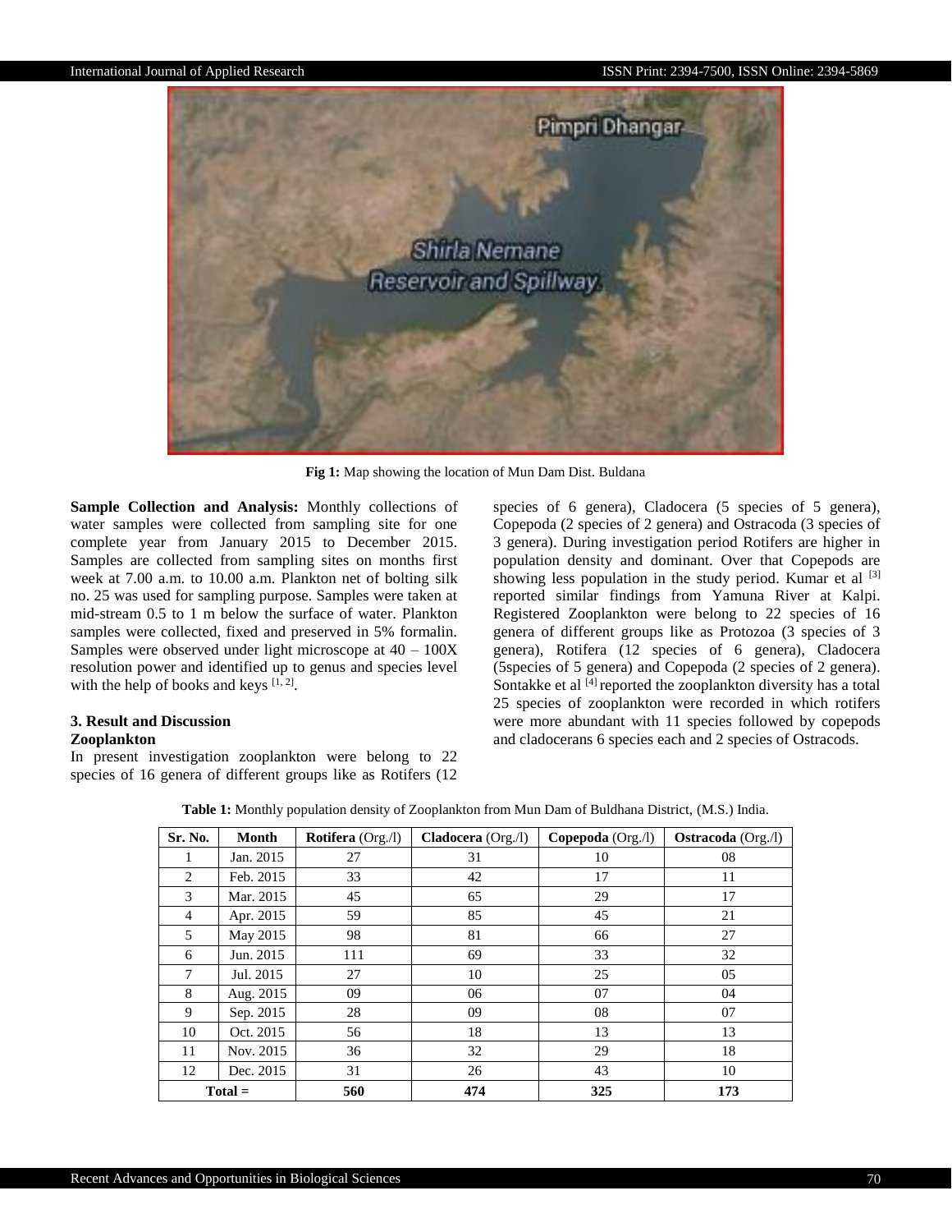Fig 1: Map showing the location of Mun Dam Dist. Buldana

**Sample Collection and Analysis:** Monthly collections of water samples were collected from sampling site for one complete year from January 2015 to December 2015. Samples are collected from sampling sites on months first week at 7.00 a.m. to 10.00 a.m. Plankton net of bolting silk no. 25 was used for sampling purpose. Samples were taken at mid-stream 0.5 to 1 m below the surface of water. Plankton samples were collected, fixed and preserved in 5% formalin. Samples were observed under light microscope at 40 – 100X resolution power and identified up to genus and species level with the help of books and keys [1, 2].

### 3. Result and Discussion

#### Zooplankton

In present investigation zooplankton were belong to 22 species of 16 genera of different groups like as Rotifers (12 species of 6 genera), Cladocera (5 species of 5 genera), Copepoda (2 species of 2 genera) and Ostracoda (3 species of 3 genera). During investigation period Rotifers are higher in population density and dominant. Over that Copepods are showing less population in the study period. Kumar et al [3] reported similar findings from Yamuna River at Kalpi. Registered Zooplankton were belong to 22 species of 16 genera of different groups like as Protozoa (3 species of 3 genera), Rotifera (12 species of 6 genera), Cladocera (5species of 5 genera) and Copepoda (2 species of 2 genera). Sontakke et al [4] reported the zooplankton diversity has a total 25 species of zooplankton were recorded in which rotifers were more abundant with 11 species followed by copepods and cladocerans 6 species each and 2 species of Ostracods.

**Table 1:** Monthly population density of Zooplankton from Mun Dam of Buldhana District, (M.S.) India.

| Sr. No. | Month | **Rotifera** (Org./l) | **Cladocera** (Org./l) | **Copepoda** (Org./l) | **Ostracoda** (Org./l) |
|---|---|---|---|---|---|
| 1 | Jan. 2015 | 27 | 31 | 10 | 08 |
| 2 | Feb. 2015 | 33 | 42 | 17 | 11 |
| 3 | Mar. 2015 | 45 | 65 | 29 | 17 |
| 4 | Apr. 2015 | 59 | 85 | 45 | 21 |
| 5 | May 2015 | 98 | 81 | 66 | 27 |
| 6 | Jun. 2015 | 111 | 69 | 33 | 32 |
| 7 | Jul. 2015 | 27 | 10 | 25 | 05 |
| 8 | Aug. 2015 | 09 | 06 | 07 | 04 |
| 9 | Sep. 2015 | 28 | 09 | 08 | 07 |
| 10 | Oct. 2015 | 56 | 18 | 13 | 13 |
| 11 | Nov. 2015 | 36 | 32 | 29 | 18 |
| 12 | Dec. 2015 | 31 | 26 | 43 | 10 |
| **Total =** | | **560** | **474** | **325** | **173** |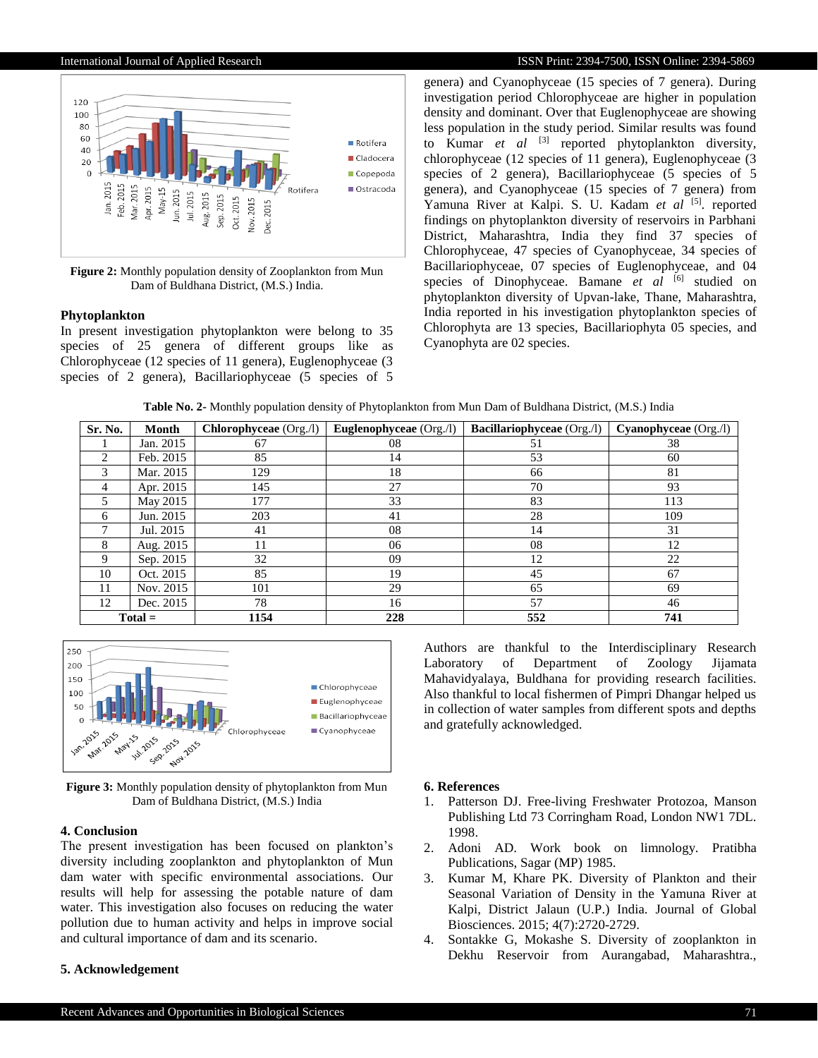Figure 2: Monthly population density of Zooplankton from Mun Dam of Buldhana District, (M.S.) India.

### Phytoplankton

In present investigation phytoplankton were belong to 35 species of 25 genera of different groups like as Chlorophyceae (12 species of 11 genera), Euglenophyceae (3 species of 2 genera), Bacillariophyceae (5 species of 5 genera) and Cyanophyceae (15 species of 7 genera). During investigation period Chlorophyceae are higher in population density and dominant. Over that Euglenophyceae are showing less population in the study period. Similar results was found to Kumar *et al* [3] reported phytoplankton diversity, chlorophyceae (12 species of 11 genera), Euglenophyceae (3 species of 2 genera), Bacillariophyceae (5 species of 5 genera), and Cyanophyceae (15 species of 7 genera) from Yamuna River at Kalpi. S. U. Kadam *et al* [5]. reported findings on phytoplankton diversity of reservoirs in Parbhani District, Maharashtra, India they find 37 species of Chlorophyceae, 47 species of Cyanophyceae, 34 species of Bacillariophyceae, 07 species of Euglenophyceae, and 04 species of Dinophyceae. Bamane *et al* [6] studied on phytoplankton diversity of Upvan-lake, Thane, Maharashtra, India reported in his investigation phytoplankton species of Chlorophyta are 13 species, Bacillariophyta 05 species, and Cyanophyta are 02 species.

**Table No. 2-** Monthly population density of Phytoplankton from Mun Dam of Buldhana District, (M.S.) India

| Sr. No. | Month | **Chlorophyceae** (Org./l) | **Euglenophyceae** (Org./l) | **Bacillariophyceae** (Org./l) | **Cyanophyceae** (Org./l) |
|---|---|---|---|---|---|
| 1 | Jan. 2015 | 67 | 08 | 51 | 38 |
| 2 | Feb. 2015 | 85 | 14 | 53 | 60 |
| 3 | Mar. 2015 | 129 | 18 | 66 | 81 |
| 4 | Apr. 2015 | 145 | 27 | 70 | 93 |
| 5 | May 2015 | 177 | 33 | 83 | 113 |
| 6 | Jun. 2015 | 203 | 41 | 28 | 109 |
| 7 | Jul. 2015 | 41 | 08 | 14 | 31 |
| 8 | Aug. 2015 | 11 | 06 | 08 | 12 |
| 9 | Sep. 2015 | 32 | 09 | 12 | 22 |
| 10 | Oct. 2015 | 85 | 19 | 45 | 67 |
| 11 | Nov. 2015 | 101 | 29 | 65 | 69 |
| 12 | Dec. 2015 | 78 | 16 | 57 | 46 |
| **Total =** | | **1154** | **228** | **552** | **741** |

Figure 3: Monthly population density of phytoplankton from Mun Dam of Buldhana District, (M.S.) India

## 4. Conclusion

The present investigation has been focused on plankton's diversity including zooplankton and phytoplankton of Mun dam water with specific environmental associations. Our results will help for assessing the potable nature of dam water. This investigation also focuses on reducing the water pollution due to human activity and helps in improve social and cultural importance of dam and its scenario.

## 5. Acknowledgement

Authors are thankful to the Interdisciplinary Research Laboratory of Department of Zoology Jijamata Mahavidyalaya, Buldhana for providing research facilities. Also thankful to local fishermen of Pimpri Dhangar helped us in collection of water samples from different spots and depths and gratefully acknowledged.

## 6. References

1. Patterson DJ. Free-living Freshwater Protozoa, Manson Publishing Ltd 73 Corringham Road, London NW1 7DL. 1998.
2. Adoni AD. Work book on limnology. Pratibha Publications, Sagar (MP) 1985.
3. Kumar M, Khare PK. Diversity of Plankton and their Seasonal Variation of Density in the Yamuna River at Kalpi, District Jalaun (U.P.) India. Journal of Global Biosciences. 2015; 4(7):2720-2729.
4. Sontakke G, Mokashe S. Diversity of zooplankton in Dekhu Reservoir from Aurangabad, Maharashtra.,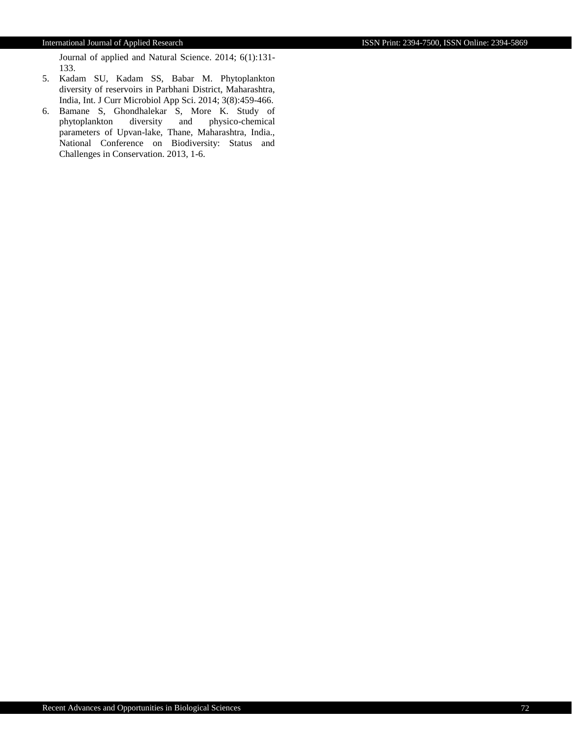Journal of applied and Natural Science. 2014; 6(1):131-133.

5. Kadam SU, Kadam SS, Babar M. Phytoplankton diversity of reservoirs in Parbhani District, Maharashtra, India, Int. J Curr Microbiol App Sci. 2014; 3(8):459-466.
6. Bamane S, Ghondhalekar S, More K. Study of phytoplankton diversity and physico-chemical parameters of Upvan-lake, Thane, Maharashtra, India., National Conference on Biodiversity: Status and Challenges in Conservation. 2013, 1-6.